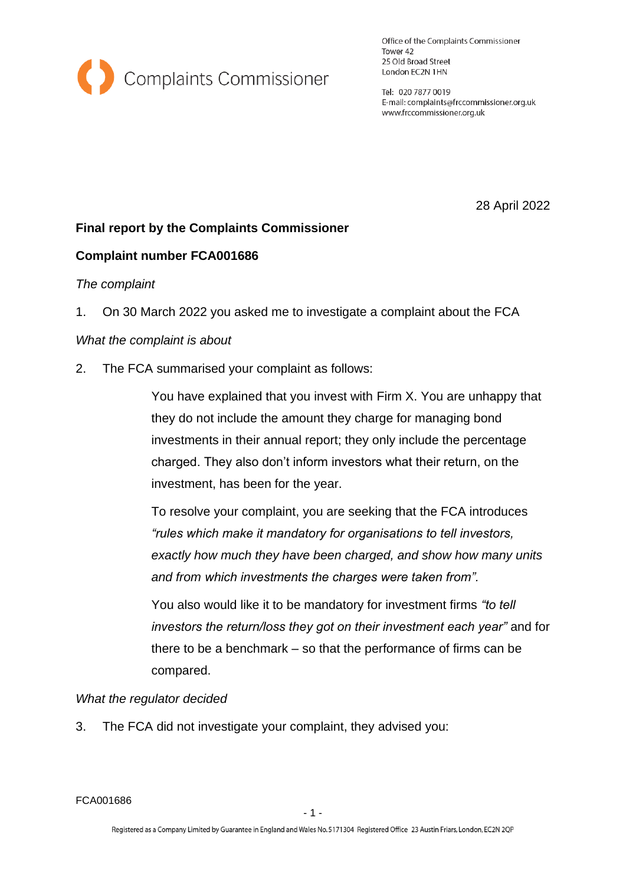Complaints Commissioner

Office of the Complaints Commissioner
Tower 42
25 Old Broad Street
London EC2N 1HN

Tel: 020 7877 0019
E-mail: complaints@frccommissioner.org.uk
www.frccommissioner.org.uk

28 April 2022

**Final report by the Complaints Commissioner**

**Complaint number FCA001686**

*The complaint*

1. On 30 March 2022 you asked me to investigate a complaint about the FCA

*What the complaint is about*

2. The FCA summarised your complaint as follows:

> You have explained that you invest with Firm X. You are unhappy that they do not include the amount they charge for managing bond investments in their annual report; they only include the percentage charged. They also don't inform investors what their return, on the investment, has been for the year.
>
> To resolve your complaint, you are seeking that the FCA introduces *"rules which make it mandatory for organisations to tell investors, exactly how much they have been charged, and show how many units and from which investments the charges were taken from".*
>
> You also would like it to be mandatory for investment firms *"to tell investors the return/loss they got on their investment each year"* and for there to be a benchmark – so that the performance of firms can be compared.

*What the regulator decided*

3. The FCA did not investigate your complaint, they advised you: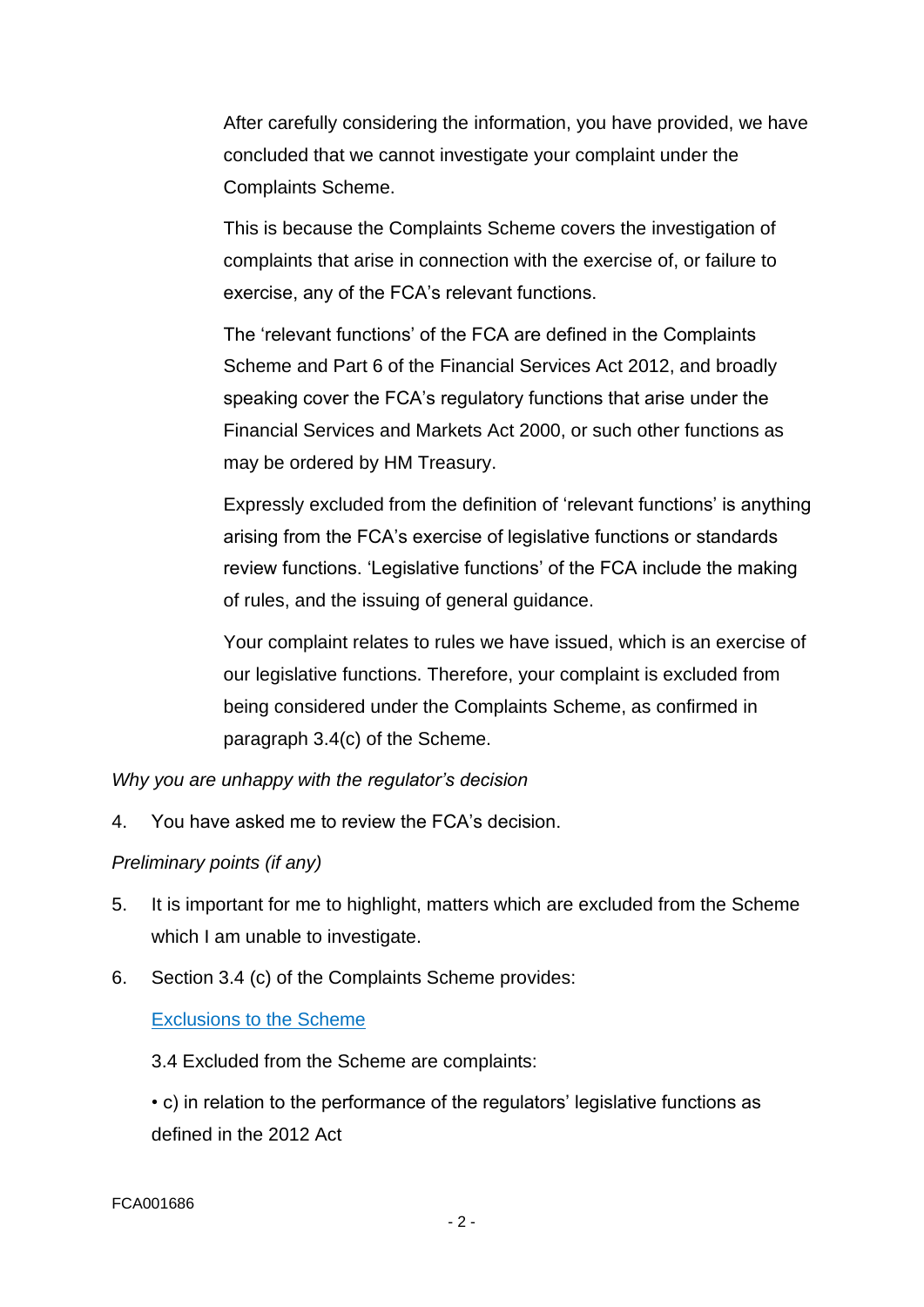After carefully considering the information, you have provided, we have concluded that we cannot investigate your complaint under the Complaints Scheme.

This is because the Complaints Scheme covers the investigation of complaints that arise in connection with the exercise of, or failure to exercise, any of the FCA's relevant functions.

The 'relevant functions' of the FCA are defined in the Complaints Scheme and Part 6 of the Financial Services Act 2012, and broadly speaking cover the FCA's regulatory functions that arise under the Financial Services and Markets Act 2000, or such other functions as may be ordered by HM Treasury.

Expressly excluded from the definition of 'relevant functions' is anything arising from the FCA's exercise of legislative functions or standards review functions. 'Legislative functions' of the FCA include the making of rules, and the issuing of general guidance.

Your complaint relates to rules we have issued, which is an exercise of our legislative functions. Therefore, your complaint is excluded from being considered under the Complaints Scheme, as confirmed in paragraph 3.4(c) of the Scheme.

*Why you are unhappy with the regulator's decision*

4. You have asked me to review the FCA's decision.

*Preliminary points (if any)*

5. It is important for me to highlight, matters which are excluded from the Scheme which I am unable to investigate.

6. Section 3.4 (c) of the Complaints Scheme provides:

   Exclusions to the Scheme

   3.4 Excluded from the Scheme are complaints:

   • c) in relation to the performance of the regulators' legislative functions as defined in the 2012 Act

FCA001686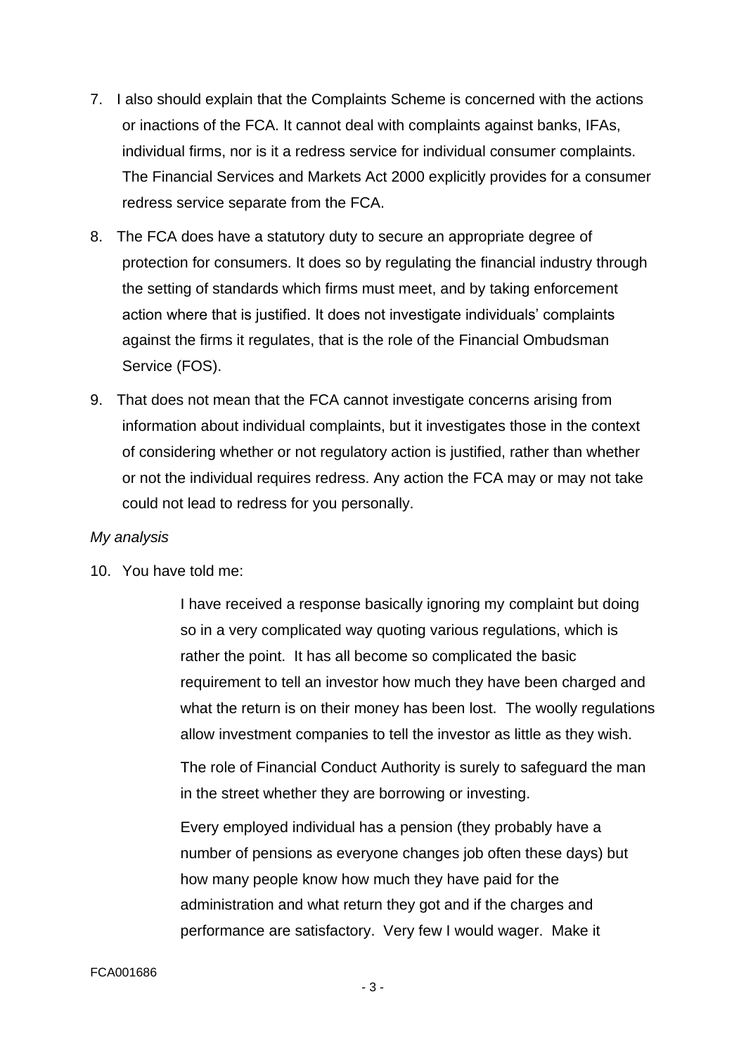7. I also should explain that the Complaints Scheme is concerned with the actions or inactions of the FCA. It cannot deal with complaints against banks, IFAs, individual firms, nor is it a redress service for individual consumer complaints. The Financial Services and Markets Act 2000 explicitly provides for a consumer redress service separate from the FCA.

8. The FCA does have a statutory duty to secure an appropriate degree of protection for consumers. It does so by regulating the financial industry through the setting of standards which firms must meet, and by taking enforcement action where that is justified. It does not investigate individuals' complaints against the firms it regulates, that is the role of the Financial Ombudsman Service (FOS).

9. That does not mean that the FCA cannot investigate concerns arising from information about individual complaints, but it investigates those in the context of considering whether or not regulatory action is justified, rather than whether or not the individual requires redress. Any action the FCA may or may not take could not lead to redress for you personally.

*My analysis*

10. You have told me:

> I have received a response basically ignoring my complaint but doing so in a very complicated way quoting various regulations, which is rather the point. It has all become so complicated the basic requirement to tell an investor how much they have been charged and what the return is on their money has been lost. The woolly regulations allow investment companies to tell the investor as little as they wish.
>
> The role of Financial Conduct Authority is surely to safeguard the man in the street whether they are borrowing or investing.
>
> Every employed individual has a pension (they probably have a number of pensions as everyone changes job often these days) but how many people know how much they have paid for the administration and what return they got and if the charges and performance are satisfactory. Very few I would wager. Make it

FCA001686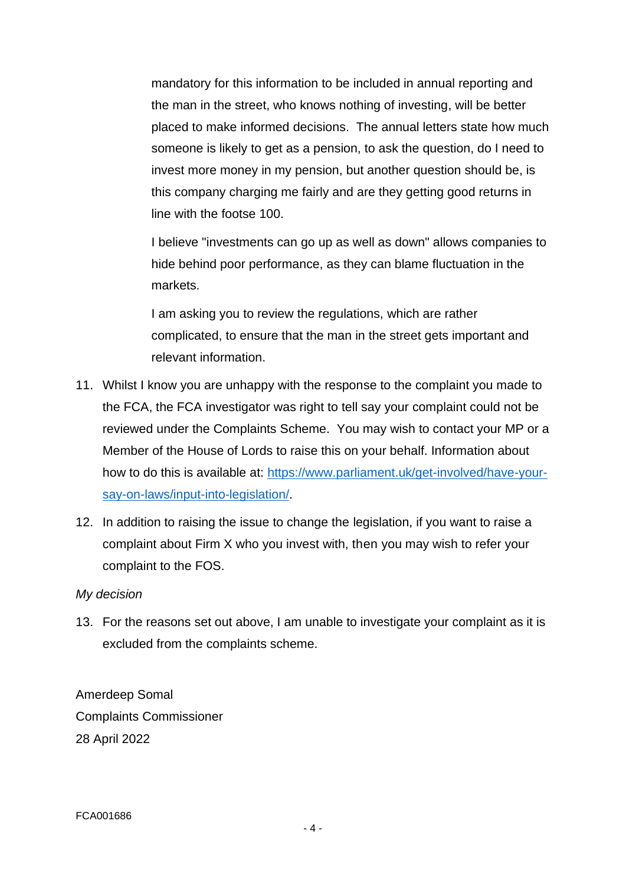mandatory for this information to be included in annual reporting and the man in the street, who knows nothing of investing, will be better placed to make informed decisions. The annual letters state how much someone is likely to get as a pension, to ask the question, do I need to invest more money in my pension, but another question should be, is this company charging me fairly and are they getting good returns in line with the footse 100.

> I believe "investments can go up as well as down" allows companies to hide behind poor performance, as they can blame fluctuation in the markets.
>
> I am asking you to review the regulations, which are rather complicated, to ensure that the man in the street gets important and relevant information.

11. Whilst I know you are unhappy with the response to the complaint you made to the FCA, the FCA investigator was right to tell say your complaint could not be reviewed under the Complaints Scheme. You may wish to contact your MP or a Member of the House of Lords to raise this on your behalf. Information about how to do this is available at: [https://www.parliament.uk/get-involved/have-your-say-on-laws/input-into-legislation/](https://www.parliament.uk/get-involved/have-your-say-on-laws/input-into-legislation/).

12. In addition to raising the issue to change the legislation, if you want to raise a complaint about Firm X who you invest with, then you may wish to refer your complaint to the FOS.

*My decision*

13. For the reasons set out above, I am unable to investigate your complaint as it is excluded from the complaints scheme.

Amerdeep Somal
Complaints Commissioner
28 April 2022

FCA001686